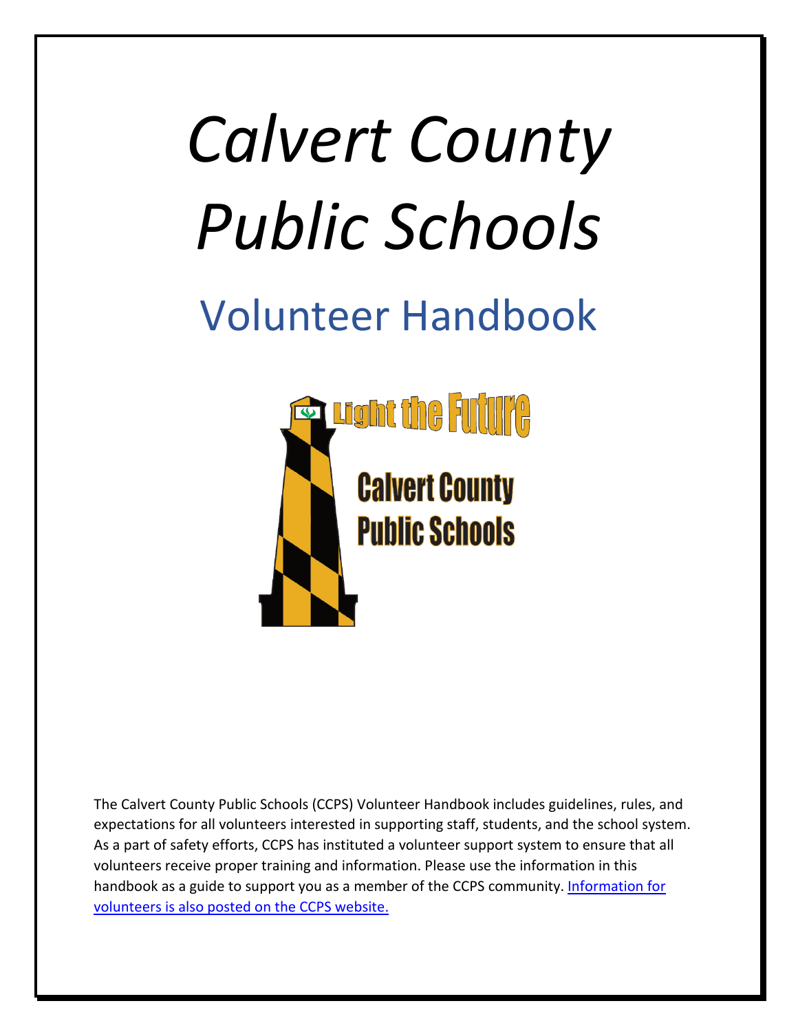# *Calvert County Public Schools*

## Volunteer Handbook

Light the Future

Calvert County Public Schools

The Calvert County Public Schools (CCPS) Volunteer Handbook includes guidelines, rules, and expectations for all volunteers interested in supporting staff, students, and the school system. As a part of safety efforts, CCPS has instituted a volunteer support system to ensure that all volunteers receive proper training and information. Please use the information in this handbook as a guide to support you as a member of the CCPS community. Information for volunteers is also posted on the CCPS website.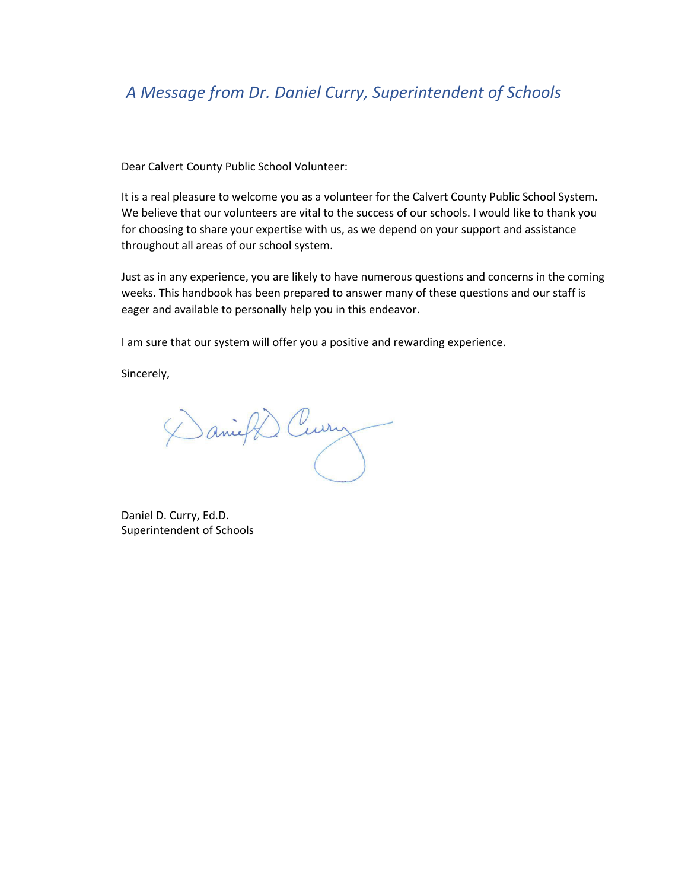## *A Message from Dr. Daniel Curry, Superintendent of Schools*

Dear Calvert County Public School Volunteer:

It is a real pleasure to welcome you as a volunteer for the Calvert County Public School System. We believe that our volunteers are vital to the success of our schools. I would like to thank you for choosing to share your expertise with us, as we depend on your support and assistance throughout all areas of our school system.

Just as in any experience, you are likely to have numerous questions and concerns in the coming weeks. This handbook has been prepared to answer many of these questions and our staff is eager and available to personally help you in this endeavor.

I am sure that our system will offer you a positive and rewarding experience.

Sincerely,

Daniel D. Curry, Ed.D.
Superintendent of Schools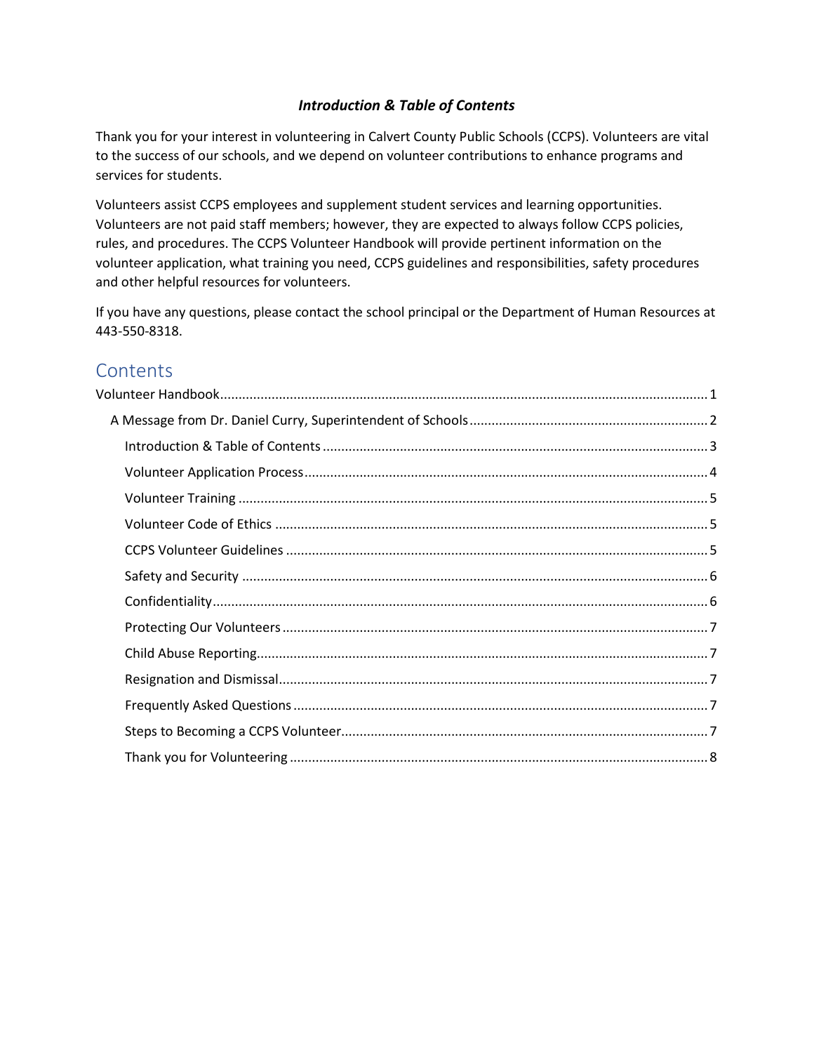### ***Introduction & Table of Contents***

Thank you for your interest in volunteering in Calvert County Public Schools (CCPS). Volunteers are vital to the success of our schools, and we depend on volunteer contributions to enhance programs and services for students.

Volunteers assist CCPS employees and supplement student services and learning opportunities. Volunteers are not paid staff members; however, they are expected to always follow CCPS policies, rules, and procedures. The CCPS Volunteer Handbook will provide pertinent information on the volunteer application, what training you need, CCPS guidelines and responsibilities, safety procedures and other helpful resources for volunteers.

If you have any questions, please contact the school principal or the Department of Human Resources at 443-550-8318.

## Contents

- Volunteer Handbook ..... 1
  - A Message from Dr. Daniel Curry, Superintendent of Schools ..... 2
    - Introduction & Table of Contents ..... 3
    - Volunteer Application Process ..... 4
    - Volunteer Training ..... 5
    - Volunteer Code of Ethics ..... 5
    - CCPS Volunteer Guidelines ..... 5
    - Safety and Security ..... 6
    - Confidentiality ..... 6
    - Protecting Our Volunteers ..... 7
    - Child Abuse Reporting ..... 7
    - Resignation and Dismissal ..... 7
    - Frequently Asked Questions ..... 7
    - Steps to Becoming a CCPS Volunteer ..... 7
    - Thank you for Volunteering ..... 8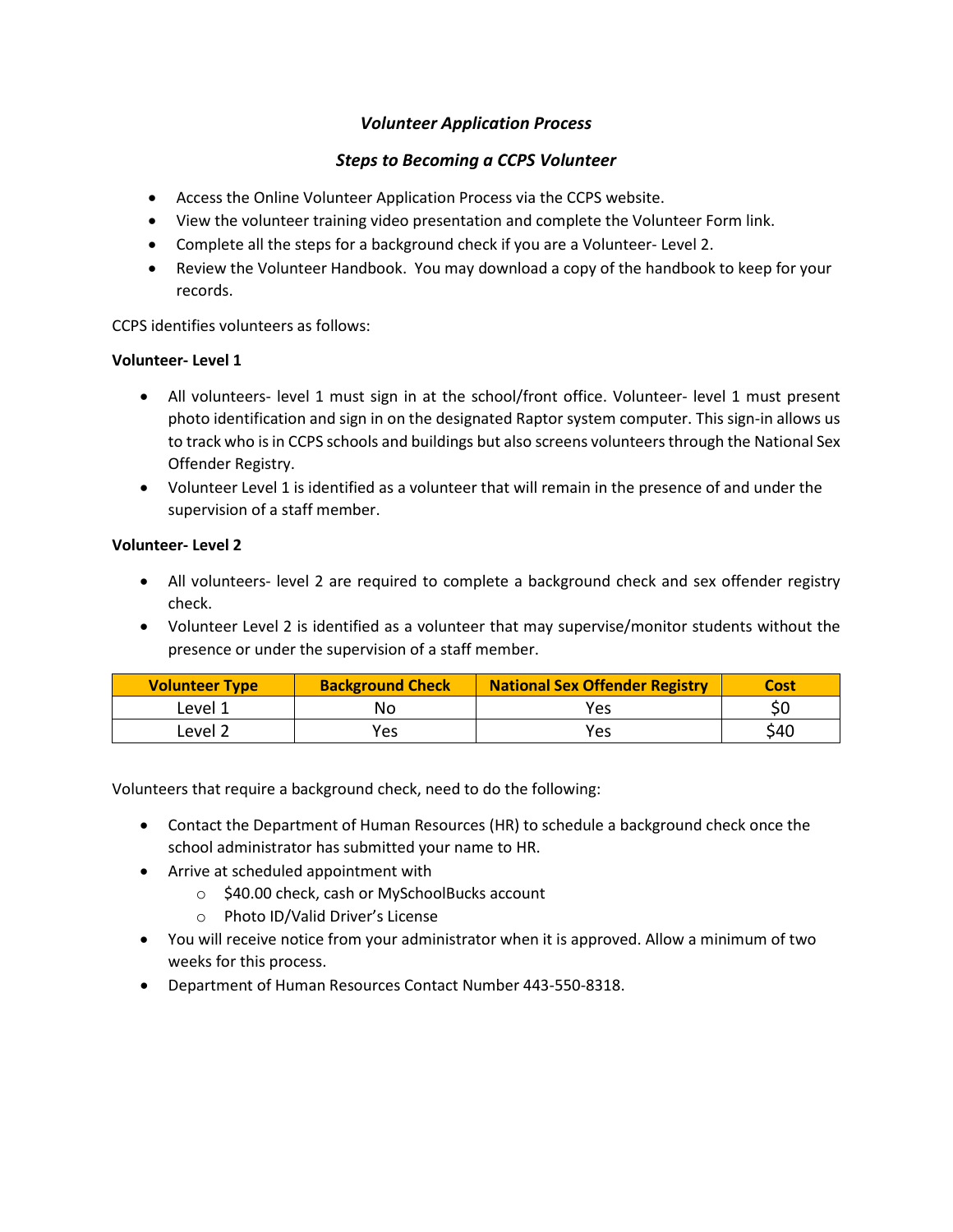## *Volunteer Application Process*

### *Steps to Becoming a CCPS Volunteer*

- Access the Online Volunteer Application Process via the CCPS website.
- View the volunteer training video presentation and complete the Volunteer Form link.
- Complete all the steps for a background check if you are a Volunteer- Level 2.
- Review the Volunteer Handbook. You may download a copy of the handbook to keep for your records.

CCPS identifies volunteers as follows:

**Volunteer- Level 1**

- All volunteers- level 1 must sign in at the school/front office. Volunteer- level 1 must present photo identification and sign in on the designated Raptor system computer. This sign-in allows us to track who is in CCPS schools and buildings but also screens volunteers through the National Sex Offender Registry.
- Volunteer Level 1 is identified as a volunteer that will remain in the presence of and under the supervision of a staff member.

**Volunteer- Level 2**

- All volunteers- level 2 are required to complete a background check and sex offender registry check.
- Volunteer Level 2 is identified as a volunteer that may supervise/monitor students without the presence or under the supervision of a staff member.

| Volunteer Type | Background Check | National Sex Offender Registry | Cost |
|---|---|---|---|
| Level 1 | No | Yes | $0 |
| Level 2 | Yes | Yes | $40 |

Volunteers that require a background check, need to do the following:

- Contact the Department of Human Resources (HR) to schedule a background check once the school administrator has submitted your name to HR.
- Arrive at scheduled appointment with
  - $40.00 check, cash or MySchoolBucks account
  - Photo ID/Valid Driver's License
- You will receive notice from your administrator when it is approved. Allow a minimum of two weeks for this process.
- Department of Human Resources Contact Number 443-550-8318.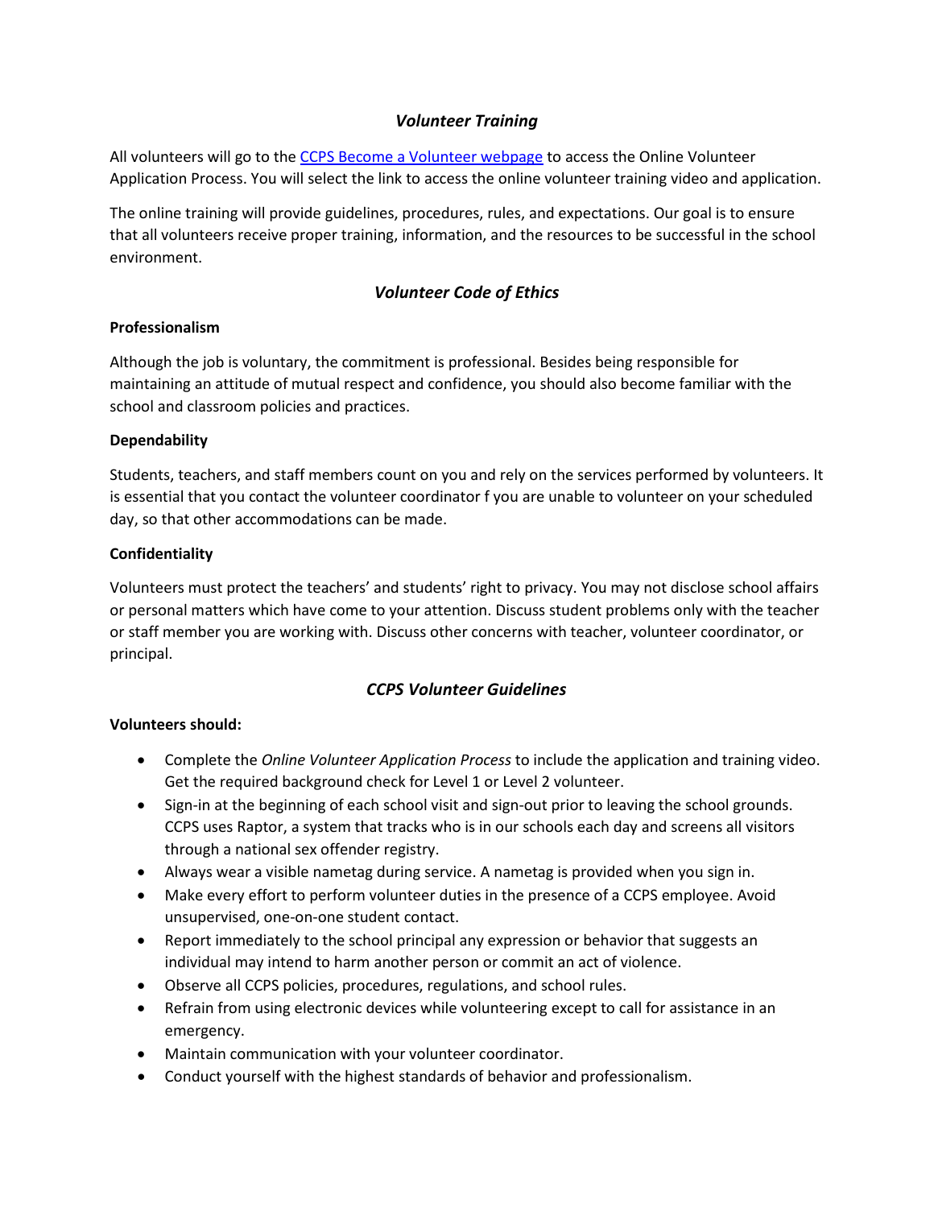## *Volunteer Training*

All volunteers will go to the [CCPS Become a Volunteer webpage]() to access the Online Volunteer Application Process. You will select the link to access the online volunteer training video and application.

The online training will provide guidelines, procedures, rules, and expectations. Our goal is to ensure that all volunteers receive proper training, information, and the resources to be successful in the school environment.

## *Volunteer Code of Ethics*

**Professionalism**

Although the job is voluntary, the commitment is professional. Besides being responsible for maintaining an attitude of mutual respect and confidence, you should also become familiar with the school and classroom policies and practices.

**Dependability**

Students, teachers, and staff members count on you and rely on the services performed by volunteers. It is essential that you contact the volunteer coordinator f you are unable to volunteer on your scheduled day, so that other accommodations can be made.

**Confidentiality**

Volunteers must protect the teachers' and students' right to privacy. You may not disclose school affairs or personal matters which have come to your attention. Discuss student problems only with the teacher or staff member you are working with. Discuss other concerns with teacher, volunteer coordinator, or principal.

## *CCPS Volunteer Guidelines*

**Volunteers should:**

- Complete the *Online Volunteer Application Process* to include the application and training video. Get the required background check for Level 1 or Level 2 volunteer.
- Sign-in at the beginning of each school visit and sign-out prior to leaving the school grounds. CCPS uses Raptor, a system that tracks who is in our schools each day and screens all visitors through a national sex offender registry.
- Always wear a visible nametag during service. A nametag is provided when you sign in.
- Make every effort to perform volunteer duties in the presence of a CCPS employee. Avoid unsupervised, one-on-one student contact.
- Report immediately to the school principal any expression or behavior that suggests an individual may intend to harm another person or commit an act of violence.
- Observe all CCPS policies, procedures, regulations, and school rules.
- Refrain from using electronic devices while volunteering except to call for assistance in an emergency.
- Maintain communication with your volunteer coordinator.
- Conduct yourself with the highest standards of behavior and professionalism.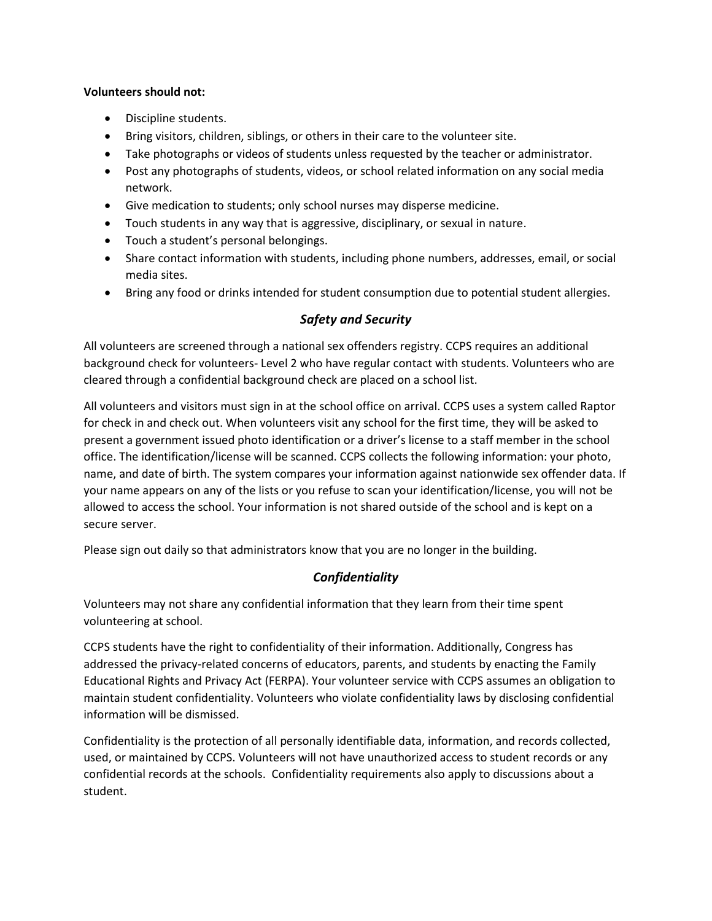**Volunteers should not:**

- Discipline students.
- Bring visitors, children, siblings, or others in their care to the volunteer site.
- Take photographs or videos of students unless requested by the teacher or administrator.
- Post any photographs of students, videos, or school related information on any social media network.
- Give medication to students; only school nurses may disperse medicine.
- Touch students in any way that is aggressive, disciplinary, or sexual in nature.
- Touch a student's personal belongings.
- Share contact information with students, including phone numbers, addresses, email, or social media sites.
- Bring any food or drinks intended for student consumption due to potential student allergies.

## *Safety and Security*

All volunteers are screened through a national sex offenders registry. CCPS requires an additional background check for volunteers- Level 2 who have regular contact with students. Volunteers who are cleared through a confidential background check are placed on a school list.

All volunteers and visitors must sign in at the school office on arrival. CCPS uses a system called Raptor for check in and check out. When volunteers visit any school for the first time, they will be asked to present a government issued photo identification or a driver's license to a staff member in the school office. The identification/license will be scanned. CCPS collects the following information: your photo, name, and date of birth. The system compares your information against nationwide sex offender data. If your name appears on any of the lists or you refuse to scan your identification/license, you will not be allowed to access the school. Your information is not shared outside of the school and is kept on a secure server.

Please sign out daily so that administrators know that you are no longer in the building.

## *Confidentiality*

Volunteers may not share any confidential information that they learn from their time spent volunteering at school.

CCPS students have the right to confidentiality of their information. Additionally, Congress has addressed the privacy-related concerns of educators, parents, and students by enacting the Family Educational Rights and Privacy Act (FERPA). Your volunteer service with CCPS assumes an obligation to maintain student confidentiality. Volunteers who violate confidentiality laws by disclosing confidential information will be dismissed.

Confidentiality is the protection of all personally identifiable data, information, and records collected, used, or maintained by CCPS. Volunteers will not have unauthorized access to student records or any confidential records at the schools. Confidentiality requirements also apply to discussions about a student.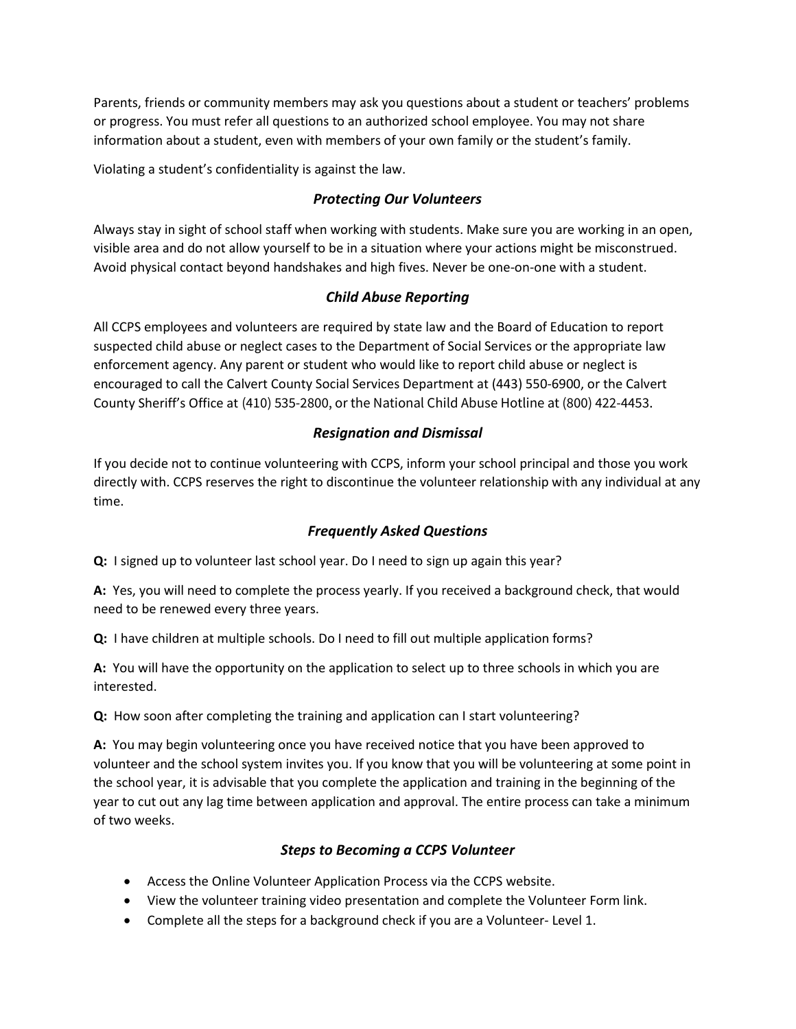Parents, friends or community members may ask you questions about a student or teachers' problems or progress. You must refer all questions to an authorized school employee. You may not share information about a student, even with members of your own family or the student's family.

Violating a student's confidentiality is against the law.

### *Protecting Our Volunteers*

Always stay in sight of school staff when working with students. Make sure you are working in an open, visible area and do not allow yourself to be in a situation where your actions might be misconstrued. Avoid physical contact beyond handshakes and high fives. Never be one-on-one with a student.

### *Child Abuse Reporting*

All CCPS employees and volunteers are required by state law and the Board of Education to report suspected child abuse or neglect cases to the Department of Social Services or the appropriate law enforcement agency. Any parent or student who would like to report child abuse or neglect is encouraged to call the Calvert County Social Services Department at (443) 550-6900, or the Calvert County Sheriff's Office at (410) 535-2800, or the National Child Abuse Hotline at (800) 422-4453.

### *Resignation and Dismissal*

If you decide not to continue volunteering with CCPS, inform your school principal and those you work directly with. CCPS reserves the right to discontinue the volunteer relationship with any individual at any time.

### *Frequently Asked Questions*

**Q:** I signed up to volunteer last school year. Do I need to sign up again this year?

**A:** Yes, you will need to complete the process yearly. If you received a background check, that would need to be renewed every three years.

**Q:** I have children at multiple schools. Do I need to fill out multiple application forms?

**A:** You will have the opportunity on the application to select up to three schools in which you are interested.

**Q:** How soon after completing the training and application can I start volunteering?

**A:** You may begin volunteering once you have received notice that you have been approved to volunteer and the school system invites you. If you know that you will be volunteering at some point in the school year, it is advisable that you complete the application and training in the beginning of the year to cut out any lag time between application and approval. The entire process can take a minimum of two weeks.

### *Steps to Becoming a CCPS Volunteer*

- Access the Online Volunteer Application Process via the CCPS website.
- View the volunteer training video presentation and complete the Volunteer Form link.
- Complete all the steps for a background check if you are a Volunteer- Level 1.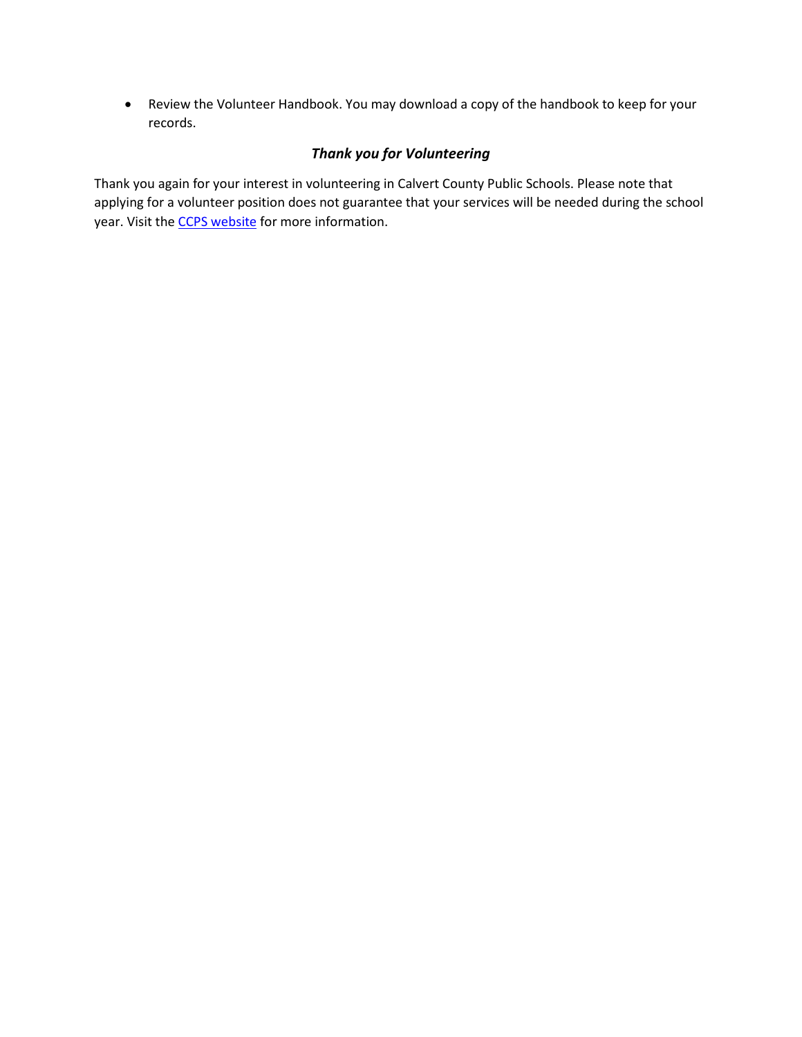- Review the Volunteer Handbook. You may download a copy of the handbook to keep for your records.

### *Thank you for Volunteering*

Thank you again for your interest in volunteering in Calvert County Public Schools. Please note that applying for a volunteer position does not guarantee that your services will be needed during the school year. Visit the CCPS website for more information.